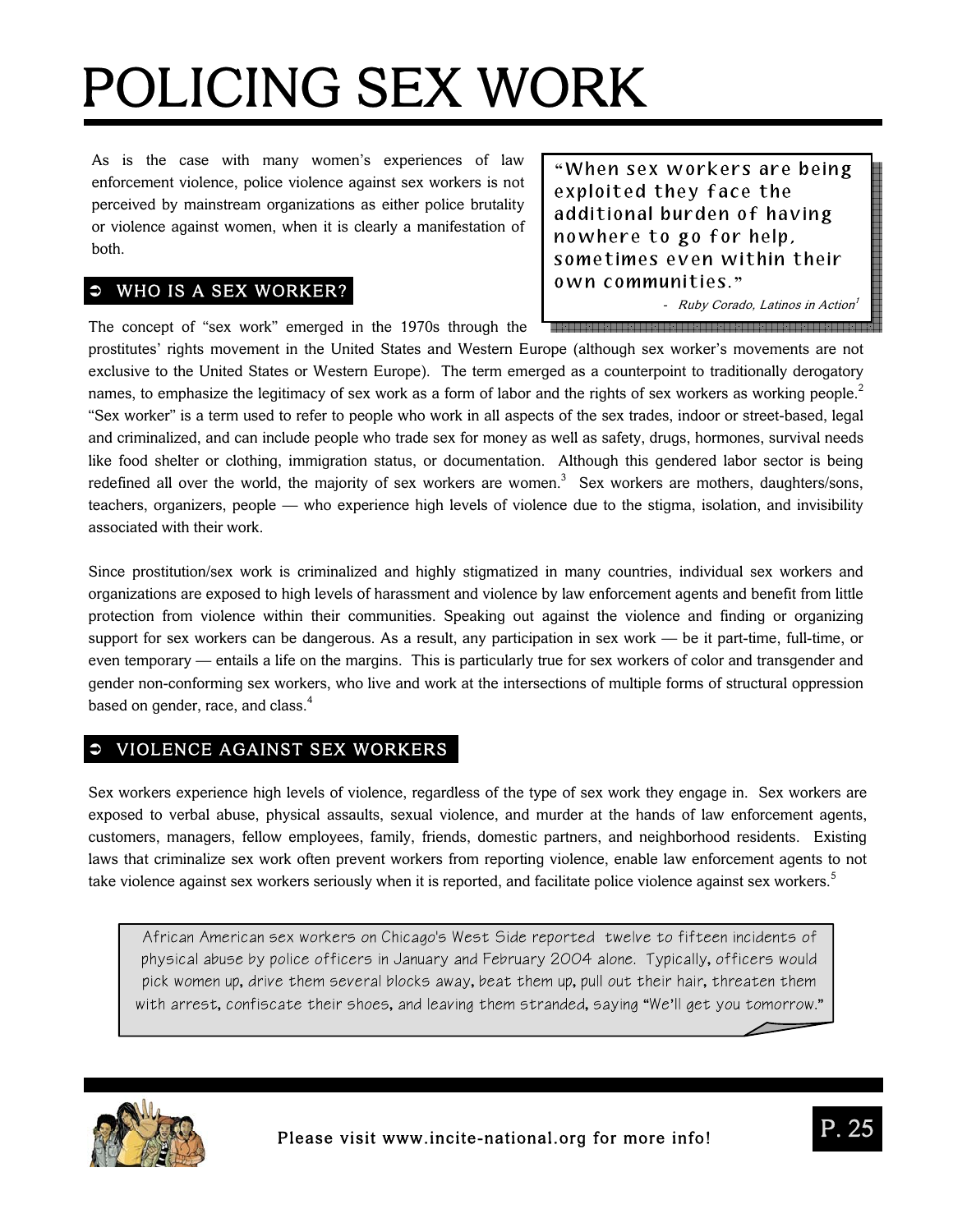# POLICING SEX WORK

As is the case with many women's experiences of law enforcement violence, police violence against sex workers is not perceived by mainstream organizations as either police brutality or violence against women, when it is clearly a manifestation of both.

> "When sex workers are being exploited they face the additional burden of having nowhere to go for help, sometimes even within their own communities."
>
> - *Ruby Corado, Latinos in Action*[1]

## ➲ WHO IS A SEX WORKER?

The concept of "sex work" emerged in the 1970s through the prostitutes' rights movement in the United States and Western Europe (although sex worker's movements are not exclusive to the United States or Western Europe). The term emerged as a counterpoint to traditionally derogatory names, to emphasize the legitimacy of sex work as a form of labor and the rights of sex workers as working people.[2] "Sex worker" is a term used to refer to people who work in all aspects of the sex trades, indoor or street-based, legal and criminalized, and can include people who trade sex for money as well as safety, drugs, hormones, survival needs like food shelter or clothing, immigration status, or documentation. Although this gendered labor sector is being redefined all over the world, the majority of sex workers are women.[3] Sex workers are mothers, daughters/sons, teachers, organizers, people — who experience high levels of violence due to the stigma, isolation, and invisibility associated with their work.

Since prostitution/sex work is criminalized and highly stigmatized in many countries, individual sex workers and organizations are exposed to high levels of harassment and violence by law enforcement agents and benefit from little protection from violence within their communities. Speaking out against the violence and finding or organizing support for sex workers can be dangerous. As a result, any participation in sex work — be it part-time, full-time, or even temporary — entails a life on the margins. This is particularly true for sex workers of color and transgender and gender non-conforming sex workers, who live and work at the intersections of multiple forms of structural oppression based on gender, race, and class.[4]

## ➲ VIOLENCE AGAINST SEX WORKERS

Sex workers experience high levels of violence, regardless of the type of sex work they engage in. Sex workers are exposed to verbal abuse, physical assaults, sexual violence, and murder at the hands of law enforcement agents, customers, managers, fellow employees, family, friends, domestic partners, and neighborhood residents. Existing laws that criminalize sex work often prevent workers from reporting violence, enable law enforcement agents to not take violence against sex workers seriously when it is reported, and facilitate police violence against sex workers.[5]

> African American sex workers on Chicago's West Side reported twelve to fifteen incidents of physical abuse by police officers in January and February 2004 alone. Typically, officers would pick women up, drive them several blocks away, beat them up, pull out their hair, threaten them with arrest, confiscate their shoes, and leaving them stranded, saying "We'll get you tomorrow."

Please visit www.incite-national.org for more info!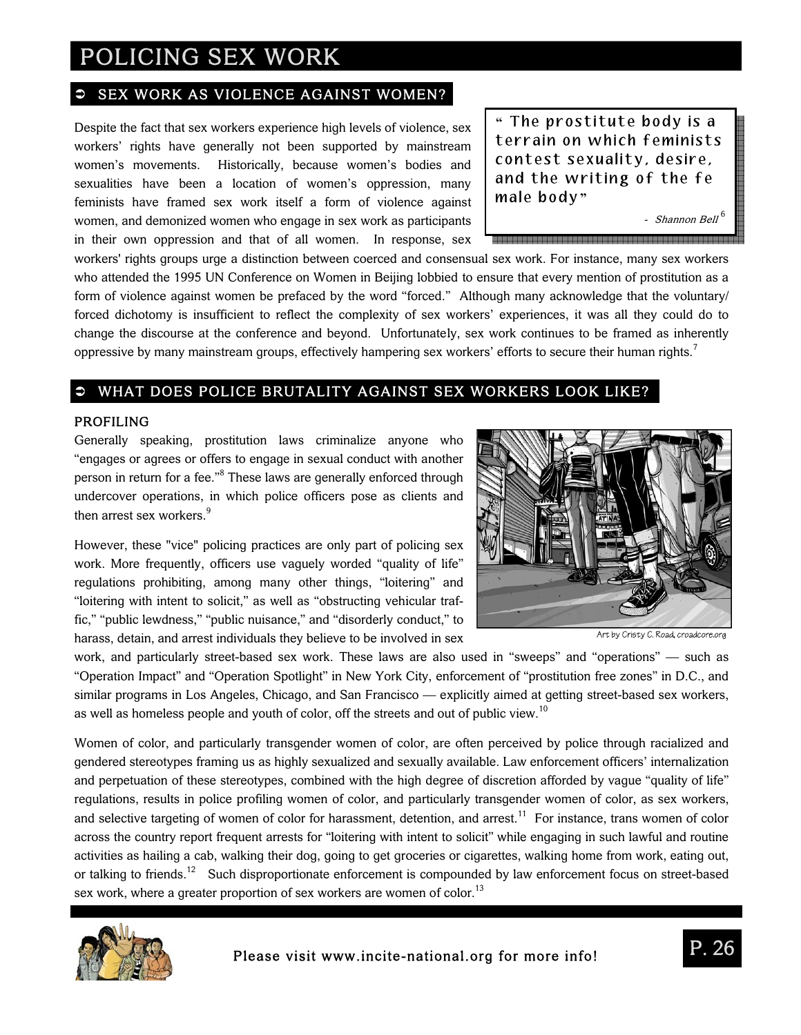# POLICING SEX WORK

## ➲ SEX WORK AS VIOLENCE AGAINST WOMEN?

> " The prostitute body is a terrain on which feminists contest sexuality, desire, and the writing of the fe male body"
>
> - *Shannon Bell*[6]

Despite the fact that sex workers experience high levels of violence, sex workers' rights have generally not been supported by mainstream women's movements. Historically, because women's bodies and sexualities have been a location of women's oppression, many feminists have framed sex work itself a form of violence against women, and demonized women who engage in sex work as participants in their own oppression and that of all women. In response, sex workers' rights groups urge a distinction between coerced and consensual sex work. For instance, many sex workers who attended the 1995 UN Conference on Women in Beijing lobbied to ensure that every mention of prostitution as a form of violence against women be prefaced by the word "forced." Although many acknowledge that the voluntary/ forced dichotomy is insufficient to reflect the complexity of sex workers' experiences, it was all they could do to change the discourse at the conference and beyond. Unfortunately, sex work continues to be framed as inherently oppressive by many mainstream groups, effectively hampering sex workers' efforts to secure their human rights.[7]

## ➲ WHAT DOES POLICE BRUTALITY AGAINST SEX WORKERS LOOK LIKE?

### PROFILING

Generally speaking, prostitution laws criminalize anyone who "engages or agrees or offers to engage in sexual conduct with another person in return for a fee."[8] These laws are generally enforced through undercover operations, in which police officers pose as clients and then arrest sex workers.[9]

However, these "vice" policing practices are only part of policing sex work. More frequently, officers use vaguely worded "quality of life" regulations prohibiting, among many other things, "loitering" and "loitering with intent to solicit," as well as "obstructing vehicular traffic," "public lewdness," "public nuisance," and "disorderly conduct," to harass, detain, and arrest individuals they believe to be involved in sex work, and particularly street-based sex work. These laws are also used in "sweeps" and "operations" — such as "Operation Impact" and "Operation Spotlight" in New York City, enforcement of "prostitution free zones" in D.C., and similar programs in Los Angeles, Chicago, and San Francisco — explicitly aimed at getting street-based sex workers, as well as homeless people and youth of color, off the streets and out of public view.[10]

Art by Cristy C. Road, croadcore.org

Women of color, and particularly transgender women of color, are often perceived by police through racialized and gendered stereotypes framing us as highly sexualized and sexually available. Law enforcement officers' internalization and perpetuation of these stereotypes, combined with the high degree of discretion afforded by vague "quality of life" regulations, results in police profiling women of color, and particularly transgender women of color, as sex workers, and selective targeting of women of color for harassment, detention, and arrest.[11] For instance, trans women of color across the country report frequent arrests for "loitering with intent to solicit" while engaging in such lawful and routine activities as hailing a cab, walking their dog, going to get groceries or cigarettes, walking home from work, eating out, or talking to friends.[12] Such disproportionate enforcement is compounded by law enforcement focus on street-based sex work, where a greater proportion of sex workers are women of color.[13]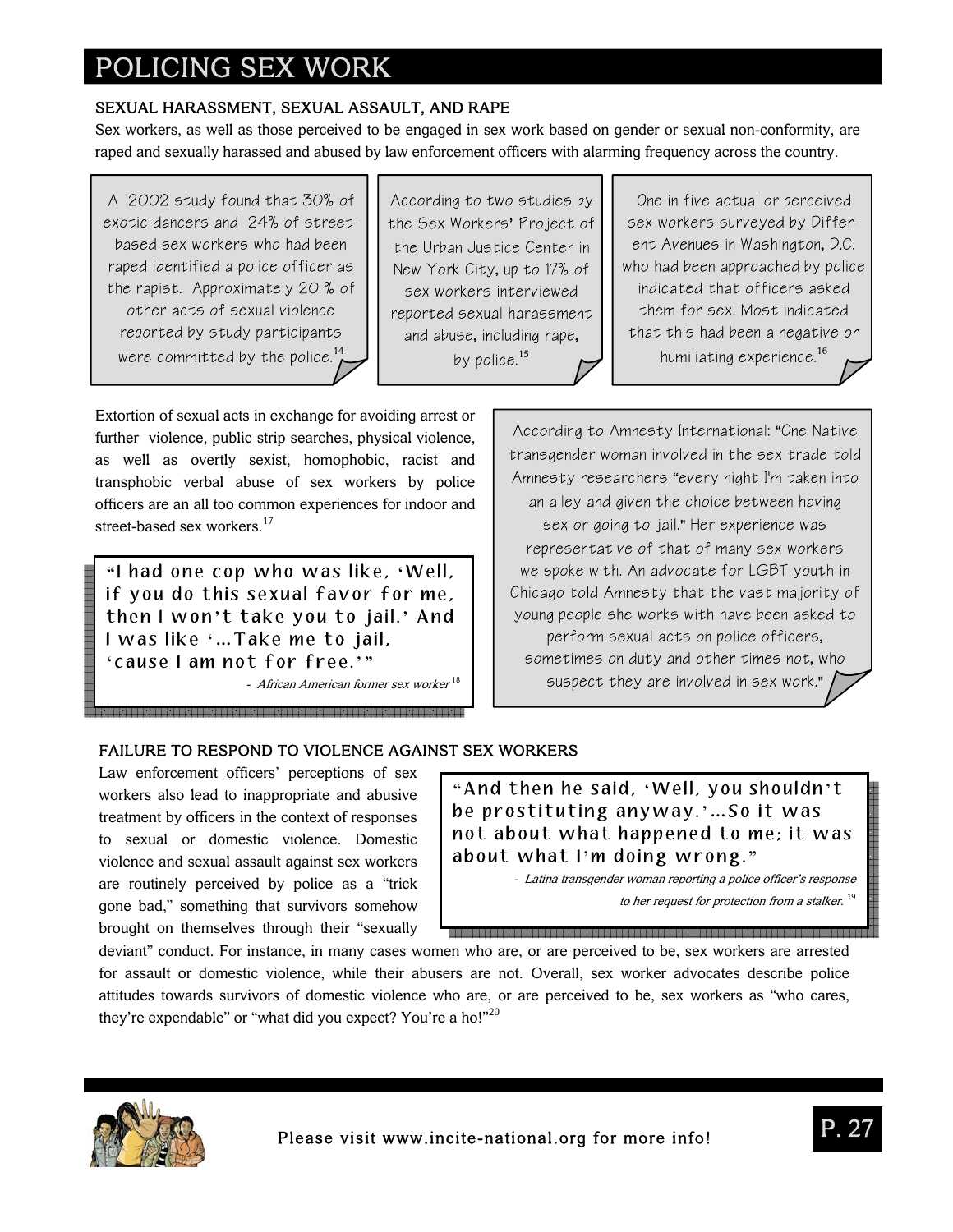# POLICING SEX WORK

## SEXUAL HARASSMENT, SEXUAL ASSAULT, AND RAPE

Sex workers, as well as those perceived to be engaged in sex work based on gender or sexual non-conformity, are raped and sexually harassed and abused by law enforcement officers with alarming frequency across the country.

A 2002 study found that 30% of exotic dancers and 24% of street-based sex workers who had been raped identified a police officer as the rapist. Approximately 20 % of other acts of sexual violence reported by study participants were committed by the police.[14]

According to two studies by the Sex Workers' Project of the Urban Justice Center in New York City, up to 17% of sex workers interviewed reported sexual harassment and abuse, including rape, by police.[15]

One in five actual or perceived sex workers surveyed by Different Avenues in Washington, D.C. who had been approached by police indicated that officers asked them for sex. Most indicated that this had been a negative or humiliating experience.[16]

Extortion of sexual acts in exchange for avoiding arrest or further violence, public strip searches, physical violence, as well as overtly sexist, homophobic, racist and transphobic verbal abuse of sex workers by police officers are an all too common experiences for indoor and street-based sex workers.[17]

> "I had one cop who was like, 'Well, if you do this sexual favor for me, then I won't take you to jail.' And I was like '…Take me to jail, 'cause I am not for free.'"
>
> \- *African American former sex worker*[18]

According to Amnesty International: "One Native transgender woman involved in the sex trade told Amnesty researchers "every night I'm taken into an alley and given the choice between having sex or going to jail." Her experience was representative of that of many sex workers we spoke with. An advocate for LGBT youth in Chicago told Amnesty that the vast majority of young people she works with have been asked to perform sexual acts on police officers, sometimes on duty and other times not, who suspect they are involved in sex work."

## FAILURE TO RESPOND TO VIOLENCE AGAINST SEX WORKERS

Law enforcement officers' perceptions of sex workers also lead to inappropriate and abusive treatment by officers in the context of responses to sexual or domestic violence. Domestic violence and sexual assault against sex workers are routinely perceived by police as a "trick gone bad," something that survivors somehow brought on themselves through their "sexually deviant" conduct. For instance, in many cases women who are, or are perceived to be, sex workers are arrested for assault or domestic violence, while their abusers are not. Overall, sex worker advocates describe police attitudes towards survivors of domestic violence who are, or are perceived to be, sex workers as "who cares, they're expendable" or "what did you expect? You're a ho!"[20]

> "And then he said, 'Well, you shouldn't be prostituting anyway.'…So it was not about what happened to me; it was about what I'm doing wrong."
>
> \- *Latina transgender woman reporting a police officer's response to her request for protection from a stalker.*[19]

Please visit www.incite-national.org for more info!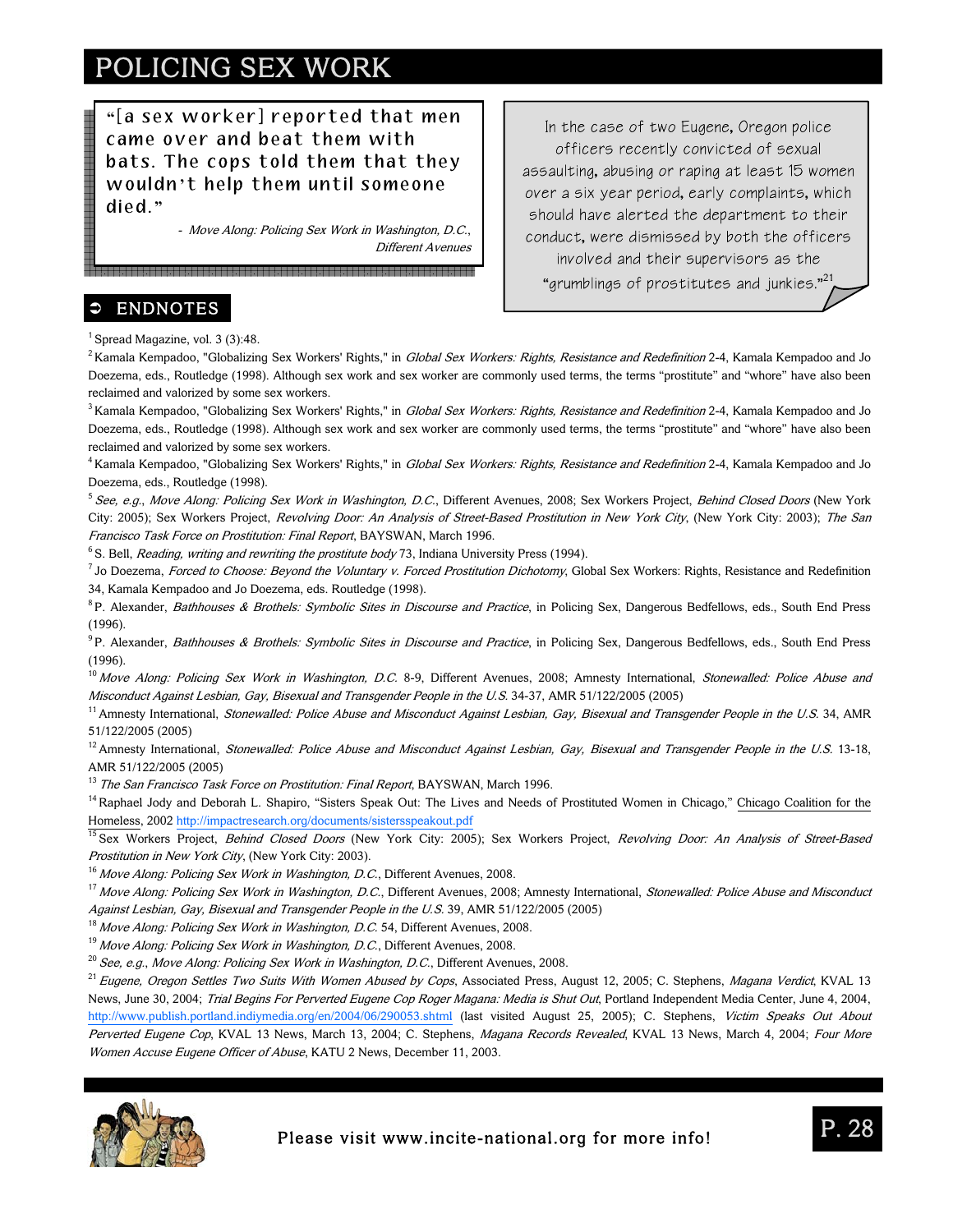# POLICING SEX WORK

> "[a sex worker] reported that men came over and beat them with bats. The cops told them that they wouldn't help them until someone died."
>
> \- *Move Along: Policing Sex Work in Washington, D.C.*, *Different Avenues*

In the case of two Eugene, Oregon police officers recently convicted of sexual assaulting, abusing or raping at least 15 women over a six year period, early complaints, which should have alerted the department to their conduct, were dismissed by both the officers involved and their supervisors as the "grumblings of prostitutes and junkies."[21]

## ENDNOTES

[1] Spread Magazine, vol. 3 (3):48.

[2] Kamala Kempadoo, "Globalizing Sex Workers' Rights," in *Global Sex Workers: Rights, Resistance and Redefinition* 2-4, Kamala Kempadoo and Jo Doezema, eds., Routledge (1998). Although sex work and sex worker are commonly used terms, the terms "prostitute" and "whore" have also been reclaimed and valorized by some sex workers.

[3] Kamala Kempadoo, "Globalizing Sex Workers' Rights," in *Global Sex Workers: Rights, Resistance and Redefinition* 2-4, Kamala Kempadoo and Jo Doezema, eds., Routledge (1998). Although sex work and sex worker are commonly used terms, the terms "prostitute" and "whore" have also been reclaimed and valorized by some sex workers.

[4] Kamala Kempadoo, "Globalizing Sex Workers' Rights," in *Global Sex Workers: Rights, Resistance and Redefinition* 2-4, Kamala Kempadoo and Jo Doezema, eds., Routledge (1998).

[5] *See, e.g.*, *Move Along: Policing Sex Work in Washington, D.C.*, Different Avenues, 2008; Sex Workers Project, *Behind Closed Doors* (New York City: 2005); Sex Workers Project, *Revolving Door: An Analysis of Street-Based Prostitution in New York City*, (New York City: 2003); *The San Francisco Task Force on Prostitution: Final Report*, BAYSWAN, March 1996.

[6] S. Bell, *Reading, writing and rewriting the prostitute body* 73, Indiana University Press (1994).

[7] Jo Doezema, *Forced to Choose: Beyond the Voluntary v. Forced Prostitution Dichotomy*, Global Sex Workers: Rights, Resistance and Redefinition 34, Kamala Kempadoo and Jo Doezema, eds. Routledge (1998).

[8] P. Alexander, *Bathhouses & Brothels: Symbolic Sites in Discourse and Practice*, in Policing Sex, Dangerous Bedfellows, eds., South End Press (1996).

[9] P. Alexander, *Bathhouses & Brothels: Symbolic Sites in Discourse and Practice*, in Policing Sex, Dangerous Bedfellows, eds., South End Press (1996).

[10] *Move Along: Policing Sex Work in Washington, D.C.* 8-9, Different Avenues, 2008; Amnesty International, *Stonewalled: Police Abuse and Misconduct Against Lesbian, Gay, Bisexual and Transgender People in the U.S.* 34-37, AMR 51/122/2005 (2005)

[11] Amnesty International, *Stonewalled: Police Abuse and Misconduct Against Lesbian, Gay, Bisexual and Transgender People in the U.S.* 34, AMR 51/122/2005 (2005)

[12] Amnesty International, *Stonewalled: Police Abuse and Misconduct Against Lesbian, Gay, Bisexual and Transgender People in the U.S.* 13-18, AMR 51/122/2005 (2005)

[13] *The San Francisco Task Force on Prostitution: Final Report*, BAYSWAN, March 1996.

[14] Raphael Jody and Deborah L. Shapiro, "Sisters Speak Out: The Lives and Needs of Prostituted Women in Chicago," Chicago Coalition for the Homeless, 2002 http://impactresearch.org/documents/sistersspeakout.pdf

[15] Sex Workers Project, *Behind Closed Doors* (New York City: 2005); Sex Workers Project, *Revolving Door: An Analysis of Street-Based Prostitution in New York City*, (New York City: 2003).

[16] *Move Along: Policing Sex Work in Washington, D.C.*, Different Avenues, 2008.

[17] *Move Along: Policing Sex Work in Washington, D.C.*, Different Avenues, 2008; Amnesty International, *Stonewalled: Police Abuse and Misconduct Against Lesbian, Gay, Bisexual and Transgender People in the U.S.* 39, AMR 51/122/2005 (2005)

[18] *Move Along: Policing Sex Work in Washington, D.C.* 54, Different Avenues, 2008.

[19] *Move Along: Policing Sex Work in Washington, D.C.*, Different Avenues, 2008.

[20] *See, e.g., Move Along: Policing Sex Work in Washington, D.C.*, Different Avenues, 2008.

[21] *Eugene, Oregon Settles Two Suits With Women Abused by Cops*, Associated Press, August 12, 2005; C. Stephens, *Magana Verdict*, KVAL 13 News, June 30, 2004; *Trial Begins For Perverted Eugene Cop Roger Magana: Media is Shut Out*, Portland Independent Media Center, June 4, 2004, http://www.publish.portland.indiymedia.org/en/2004/06/290053.shtml (last visited August 25, 2005); C. Stephens, *Victim Speaks Out About Perverted Eugene Cop*, KVAL 13 News, March 13, 2004; C. Stephens, *Magana Records Revealed*, KVAL 13 News, March 4, 2004; *Four More Women Accuse Eugene Officer of Abuse*, KATU 2 News, December 11, 2003.

Please visit www.incite-national.org for more info!